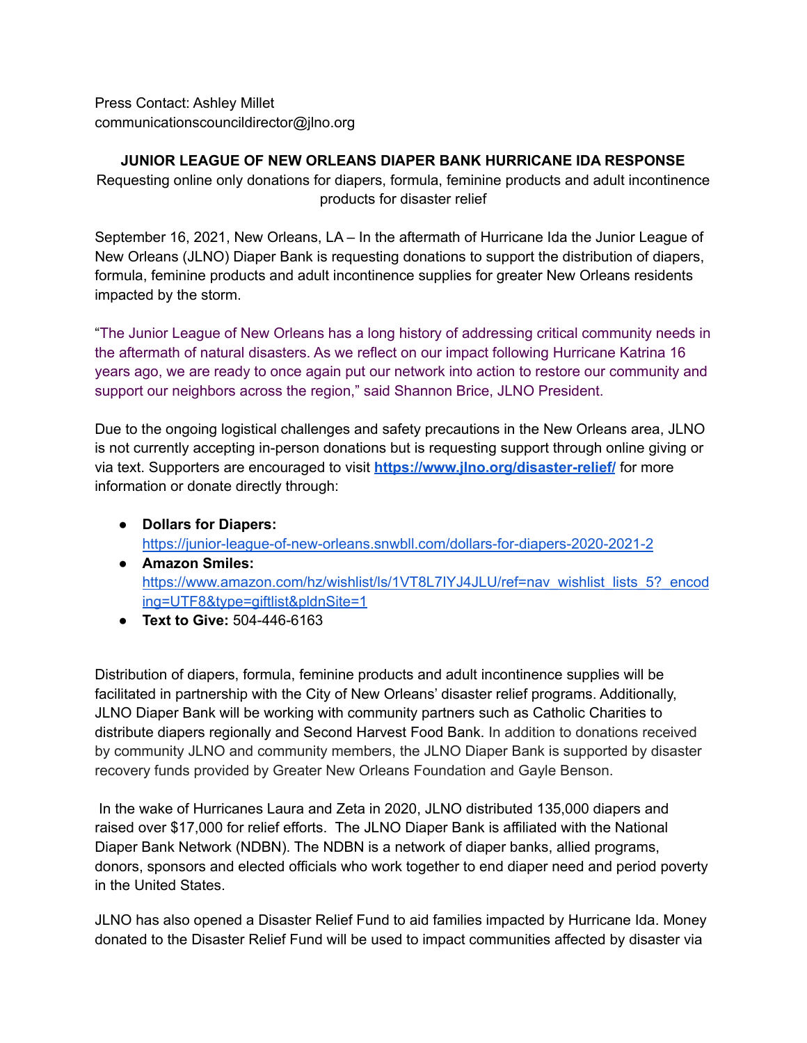Press Contact: Ashley Millet
communicationscouncildirector@jlno.org

**JUNIOR LEAGUE OF NEW ORLEANS DIAPER BANK HURRICANE IDA RESPONSE**

Requesting online only donations for diapers, formula, feminine products and adult incontinence products for disaster relief

September 16, 2021, New Orleans, LA – In the aftermath of Hurricane Ida the Junior League of New Orleans (JLNO) Diaper Bank is requesting donations to support the distribution of diapers, formula, feminine products and adult incontinence supplies for greater New Orleans residents impacted by the storm.

"The Junior League of New Orleans has a long history of addressing critical community needs in the aftermath of natural disasters. As we reflect on our impact following Hurricane Katrina 16 years ago, we are ready to once again put our network into action to restore our community and support our neighbors across the region," said Shannon Brice, JLNO President.

Due to the ongoing logistical challenges and safety precautions in the New Orleans area, JLNO is not currently accepting in-person donations but is requesting support through online giving or via text. Supporters are encouraged to visit **https://www.jlno.org/disaster-relief/** for more information or donate directly through:

- **Dollars for Diapers:** https://junior-league-of-new-orleans.snwbll.com/dollars-for-diapers-2020-2021-2
- **Amazon Smiles:** https://www.amazon.com/hz/wishlist/ls/1VT8L7IYJ4JLU/ref=nav_wishlist_lists_5?_encoding=UTF8&type=giftlist&pldnSite=1
- **Text to Give:** 504-446-6163

Distribution of diapers, formula, feminine products and adult incontinence supplies will be facilitated in partnership with the City of New Orleans' disaster relief programs. Additionally, JLNO Diaper Bank will be working with community partners such as Catholic Charities to distribute diapers regionally and Second Harvest Food Bank. In addition to donations received by community JLNO and community members, the JLNO Diaper Bank is supported by disaster recovery funds provided by Greater New Orleans Foundation and Gayle Benson.

In the wake of Hurricanes Laura and Zeta in 2020, JLNO distributed 135,000 diapers and raised over $17,000 for relief efforts. The JLNO Diaper Bank is affiliated with the National Diaper Bank Network (NDBN). The NDBN is a network of diaper banks, allied programs, donors, sponsors and elected officials who work together to end diaper need and period poverty in the United States.

JLNO has also opened a Disaster Relief Fund to aid families impacted by Hurricane Ida. Money donated to the Disaster Relief Fund will be used to impact communities affected by disaster via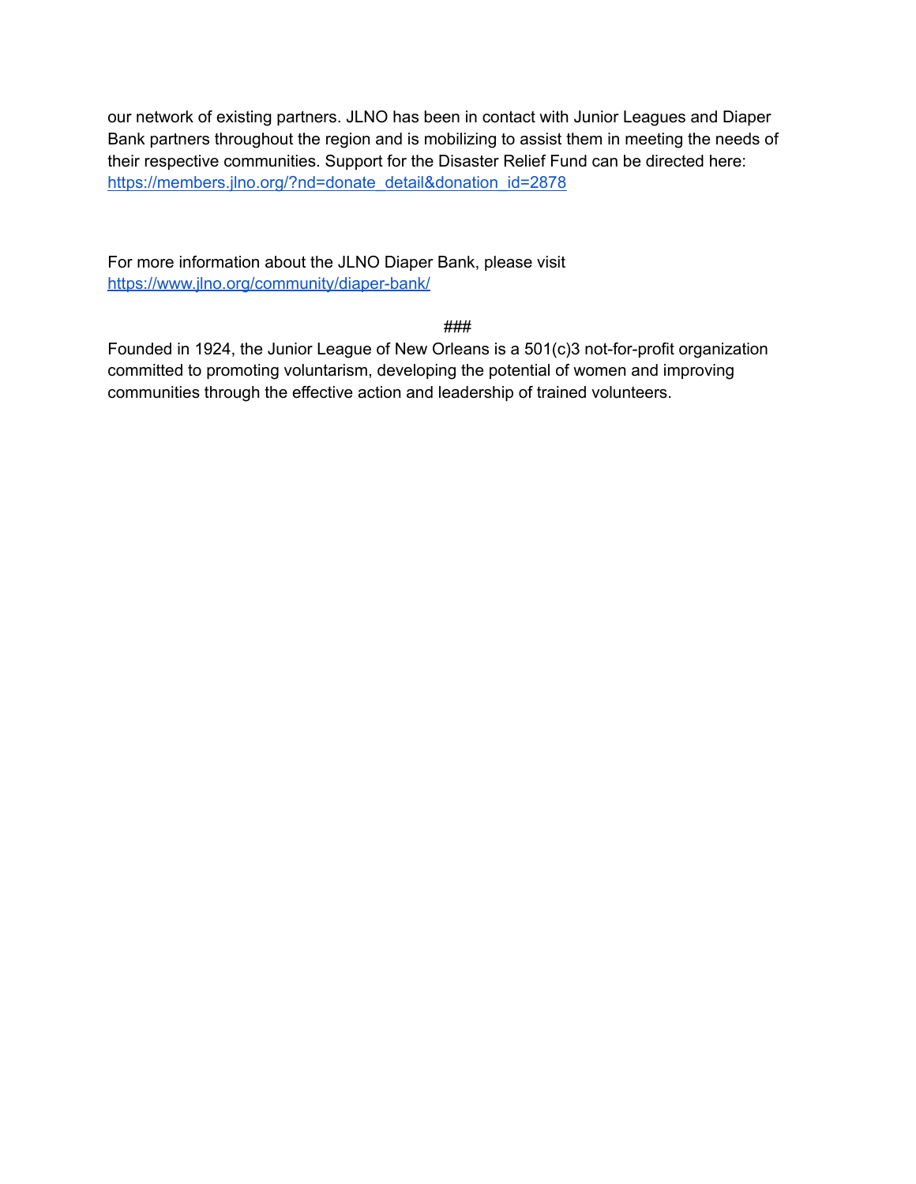our network of existing partners. JLNO has been in contact with Junior Leagues and Diaper Bank partners throughout the region and is mobilizing to assist them in meeting the needs of their respective communities. Support for the Disaster Relief Fund can be directed here: [https://members.jlno.org/?nd=donate_detail&donation_id=2878](https://members.jlno.org/?nd=donate_detail&donation_id=2878)

For more information about the JLNO Diaper Bank, please visit [https://www.jlno.org/community/diaper-bank/](https://www.jlno.org/community/diaper-bank/)

###

Founded in 1924, the Junior League of New Orleans is a 501(c)3 not-for-profit organization committed to promoting voluntarism, developing the potential of women and improving communities through the effective action and leadership of trained volunteers.